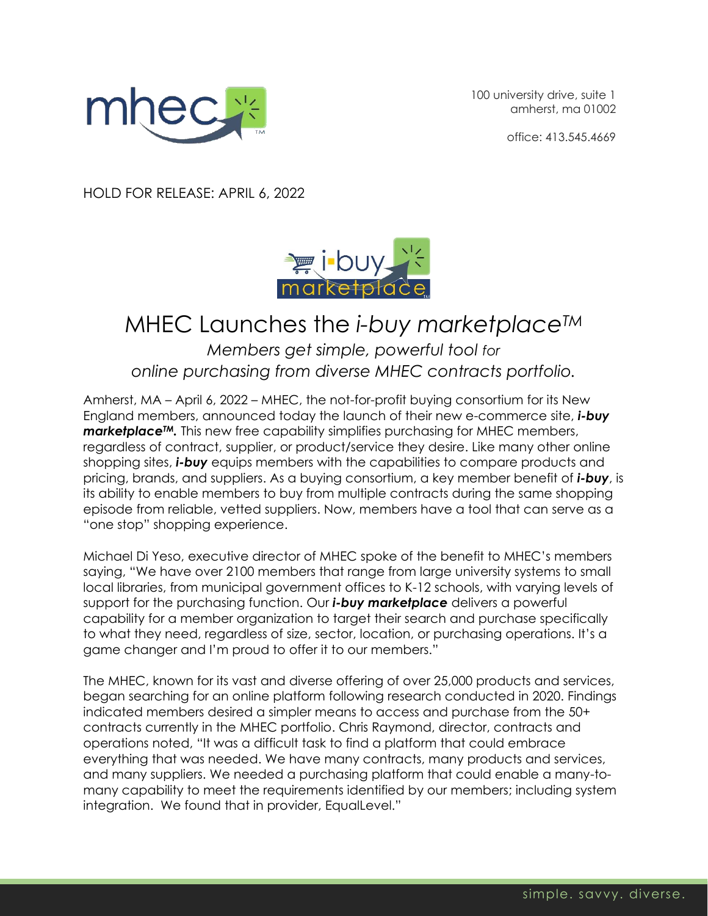100 university drive, suite 1
amherst, ma 01002

office: 413.545.4669

HOLD FOR RELEASE: APRIL 6, 2022

# MHEC Launches the *i-buy marketplace™*

*Members get simple, powerful tool for online purchasing from diverse MHEC contracts portfolio.*

Amherst, MA – April 6, 2022 – MHEC, the not-for-profit buying consortium for its New England members, announced today the launch of their new e-commerce site, ***i-buy marketplace™.*** This new free capability simplifies purchasing for MHEC members, regardless of contract, supplier, or product/service they desire. Like many other online shopping sites, ***i-buy*** equips members with the capabilities to compare products and pricing, brands, and suppliers. As a buying consortium, a key member benefit of ***i-buy***, is its ability to enable members to buy from multiple contracts during the same shopping episode from reliable, vetted suppliers. Now, members have a tool that can serve as a "one stop" shopping experience.

Michael Di Yeso, executive director of MHEC spoke of the benefit to MHEC's members saying, "We have over 2100 members that range from large university systems to small local libraries, from municipal government offices to K-12 schools, with varying levels of support for the purchasing function. Our ***i-buy marketplace*** delivers a powerful capability for a member organization to target their search and purchase specifically to what they need, regardless of size, sector, location, or purchasing operations. It's a game changer and I'm proud to offer it to our members."

The MHEC, known for its vast and diverse offering of over 25,000 products and services, began searching for an online platform following research conducted in 2020. Findings indicated members desired a simpler means to access and purchase from the 50+ contracts currently in the MHEC portfolio. Chris Raymond, director, contracts and operations noted, "It was a difficult task to find a platform that could embrace everything that was needed. We have many contracts, many products and services, and many suppliers. We needed a purchasing platform that could enable a many-to-many capability to meet the requirements identified by our members; including system integration. We found that in provider, EqualLevel."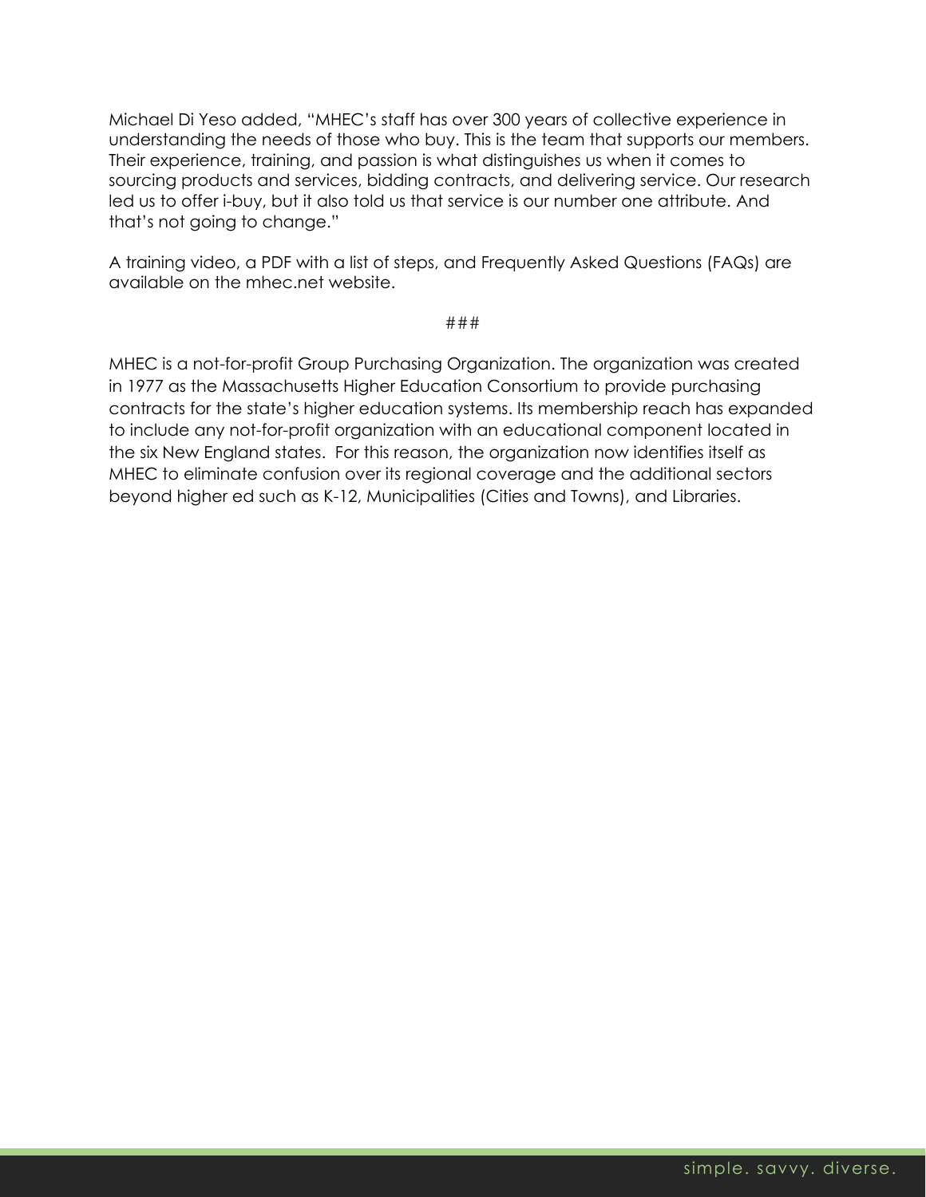Michael Di Yeso added, "MHEC's staff has over 300 years of collective experience in understanding the needs of those who buy. This is the team that supports our members. Their experience, training, and passion is what distinguishes us when it comes to sourcing products and services, bidding contracts, and delivering service. Our research led us to offer i-buy, but it also told us that service is our number one attribute. And that's not going to change."

A training video, a PDF with a list of steps, and Frequently Asked Questions (FAQs) are available on the mhec.net website.

###

MHEC is a not-for-profit Group Purchasing Organization. The organization was created in 1977 as the Massachusetts Higher Education Consortium to provide purchasing contracts for the state's higher education systems. Its membership reach has expanded to include any not-for-profit organization with an educational component located in the six New England states. For this reason, the organization now identifies itself as MHEC to eliminate confusion over its regional coverage and the additional sectors beyond higher ed such as K-12, Municipalities (Cities and Towns), and Libraries.